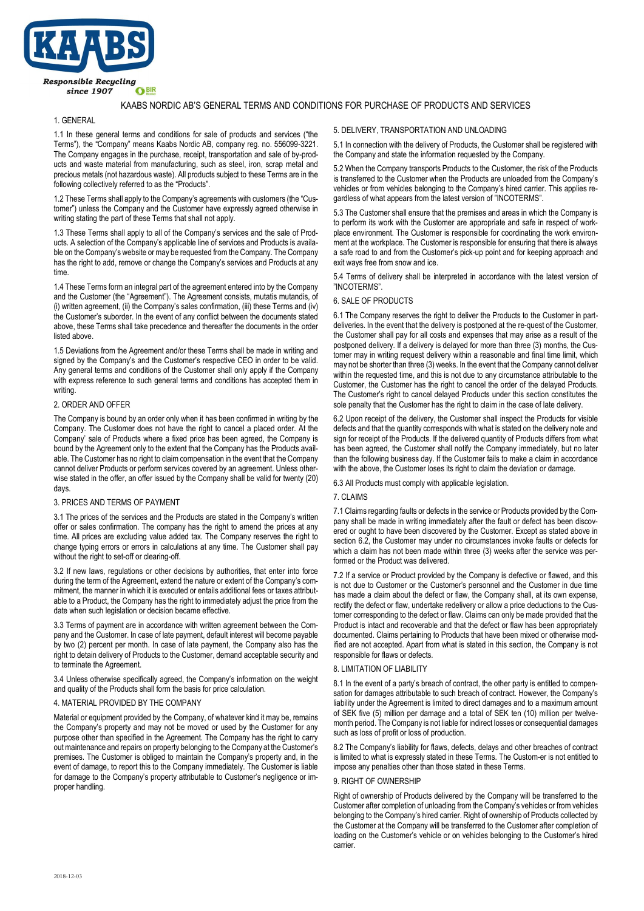KAABS NORDIC AB'S GENERAL TERMS AND CONDITIONS FOR PURCHASE OF PRODUCTS AND SERVICES

## 1. GENERAL

1.1 In these general terms and conditions for sale of products and services ("the Terms"), the "Company" means Kaabs Nordic AB, company reg. no. 556099-3221. The Company engages in the purchase, receipt, transportation and sale of by-products and waste material from manufacturing, such as steel, iron, scrap metal and precious metals (not hazardous waste). All products subject to these Terms are in the following collectively referred to as the "Products".

1.2 These Terms shall apply to the Company's agreements with customers (the "Customer") unless the Company and the Customer have expressly agreed otherwise in writing stating the part of these Terms that shall not apply.

1.3 These Terms shall apply to all of the Company's services and the sale of Products. A selection of the Company's applicable line of services and Products is available on the Company's website or may be requested from the Company. The Company has the right to add, remove or change the Company's services and Products at any time.

1.4 These Terms form an integral part of the agreement entered into by the Company and the Customer (the "Agreement"). The Agreement consists, mutatis mutandis, of (i) written agreement, (ii) the Company's sales confirmation, (iii) these Terms and (iv) the Customer's suborder. In the event of any conflict between the documents stated above, these Terms shall take precedence and thereafter the documents in the order listed above.

1.5 Deviations from the Agreement and/or these Terms shall be made in writing and signed by the Company's and the Customer's respective CEO in order to be valid. Any general terms and conditions of the Customer shall only apply if the Company with express reference to such general terms and conditions has accepted them in writing.

## 2. ORDER AND OFFER

The Company is bound by an order only when it has been confirmed in writing by the Company. The Customer does not have the right to cancel a placed order. At the Company' sale of Products where a fixed price has been agreed, the Company is bound by the Agreement only to the extent that the Company has the Products available. The Customer has no right to claim compensation in the event that the Company cannot deliver Products or perform services covered by an agreement. Unless otherwise stated in the offer, an offer issued by the Company shall be valid for twenty (20) days.

## 3. PRICES AND TERMS OF PAYMENT

3.1 The prices of the services and the Products are stated in the Company's written offer or sales confirmation. The company has the right to amend the prices at any time. All prices are excluding value added tax. The Company reserves the right to change typing errors or errors in calculations at any time. The Customer shall pay without the right to set-off or clearing-off.

3.2 If new laws, regulations or other decisions by authorities, that enter into force during the term of the Agreement, extend the nature or extent of the Company's commitment, the manner in which it is executed or entails additional fees or taxes attributable to a Product, the Company has the right to immediately adjust the price from the date when such legislation or decision became effective.

3.3 Terms of payment are in accordance with written agreement between the Company and the Customer. In case of late payment, default interest will become payable by two (2) percent per month. In case of late payment, the Company also has the right to detain delivery of Products to the Customer, demand acceptable security and to terminate the Agreement.

3.4 Unless otherwise specifically agreed, the Company's information on the weight and quality of the Products shall form the basis for price calculation.

## 4. MATERIAL PROVIDED BY THE COMPANY

Material or equipment provided by the Company, of whatever kind it may be, remains the Company's property and may not be moved or used by the Customer for any purpose other than specified in the Agreement. The Company has the right to carry out maintenance and repairs on property belonging to the Company at the Customer's premises. The Customer is obliged to maintain the Company's property and, in the event of damage, to report this to the Company immediately. The Customer is liable for damage to the Company's property attributable to Customer's negligence or improper handling.

## 5. DELIVERY, TRANSPORTATION AND UNLOADING

5.1 In connection with the delivery of Products, the Customer shall be registered with the Company and state the information requested by the Company.

5.2 When the Company transports Products to the Customer, the risk of the Products is transferred to the Customer when the Products are unloaded from the Company's vehicles or from vehicles belonging to the Company's hired carrier. This applies regardless of what appears from the latest version of "INCOTERMS".

5.3 The Customer shall ensure that the premises and areas in which the Company is to perform its work with the Customer are appropriate and safe in respect of workplace environment. The Customer is responsible for coordinating the work environment at the workplace. The Customer is responsible for ensuring that there is always a safe road to and from the Customer's pick-up point and for keeping approach and exit ways free from snow and ice.

5.4 Terms of delivery shall be interpreted in accordance with the latest version of "INCOTERMS".

## 6. SALE OF PRODUCTS

6.1 The Company reserves the right to deliver the Products to the Customer in part-deliveries. In the event that the delivery is postponed at the re-quest of the Customer, the Customer shall pay for all costs and expenses that may arise as a result of the postponed delivery. If a delivery is delayed for more than three (3) months, the Customer may in writing request delivery within a reasonable and final time limit, which may not be shorter than three (3) weeks. In the event that the Company cannot deliver within the requested time, and this is not due to any circumstance attributable to the Customer, the Customer has the right to cancel the order of the delayed Products. The Customer's right to cancel delayed Products under this section constitutes the sole penalty that the Customer has the right to claim in the case of late delivery.

6.2 Upon receipt of the delivery, the Customer shall inspect the Products for visible defects and that the quantity corresponds with what is stated on the delivery note and sign for receipt of the Products. If the delivered quantity of Products differs from what has been agreed, the Customer shall notify the Company immediately, but no later than the following business day. If the Customer fails to make a claim in accordance with the above, the Customer loses its right to claim the deviation or damage.

6.3 All Products must comply with applicable legislation.

## 7. CLAIMS

7.1 Claims regarding faults or defects in the service or Products provided by the Company shall be made in writing immediately after the fault or defect has been discovered or ought to have been discovered by the Customer. Except as stated above in section 6.2, the Customer may under no circumstances invoke faults or defects for which a claim has not been made within three (3) weeks after the service was performed or the Product was delivered.

7.2 If a service or Product provided by the Company is defective or flawed, and this is not due to Customer or the Customer's personnel and the Customer in due time has made a claim about the defect or flaw, the Company shall, at its own expense, rectify the defect or flaw, undertake redelivery or allow a price deductions to the Customer corresponding to the defect or flaw. Claims can only be made provided that the Product is intact and recoverable and that the defect or flaw has been appropriately documented. Claims pertaining to Products that have been mixed or otherwise modified are not accepted. Apart from what is stated in this section, the Company is not responsible for flaws or defects.

## 8. LIMITATION OF LIABILITY

8.1 In the event of a party's breach of contract, the other party is entitled to compensation for damages attributable to such breach of contract. However, the Company's liability under the Agreement is limited to direct damages and to a maximum amount of SEK five (5) million per damage and a total of SEK ten (10) million per twelve-month period. The Company is not liable for indirect losses or consequential damages such as loss of profit or loss of production.

8.2 The Company's liability for flaws, defects, delays and other breaches of contract is limited to what is expressly stated in these Terms. The Custom-er is not entitled to impose any penalties other than those stated in these Terms.

## 9. RIGHT OF OWNERSHIP

Right of ownership of Products delivered by the Company will be transferred to the Customer after completion of unloading from the Company's vehicles or from vehicles belonging to the Company's hired carrier. Right of ownership of Products collected by the Customer at the Company will be transferred to the Customer after completion of loading on the Customer's vehicle or on vehicles belonging to the Customer's hired carrier.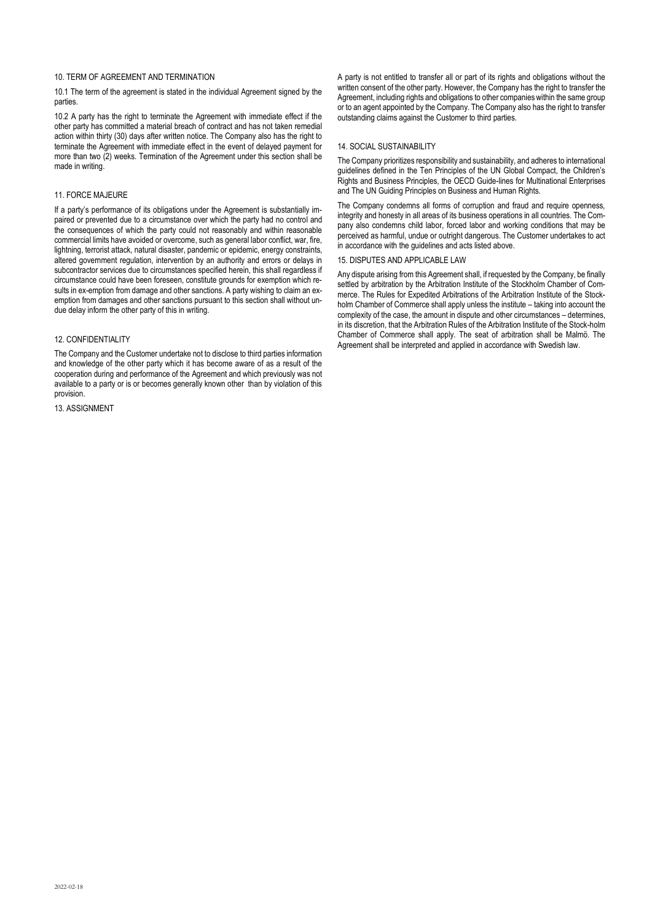## 10. TERM OF AGREEMENT AND TERMINATION

10.1 The term of the agreement is stated in the individual Agreement signed by the parties.

10.2 A party has the right to terminate the Agreement with immediate effect if the other party has committed a material breach of contract and has not taken remedial action within thirty (30) days after written notice. The Company also has the right to terminate the Agreement with immediate effect in the event of delayed payment for more than two (2) weeks. Termination of the Agreement under this section shall be made in writing.

## 11. FORCE MAJEURE

If a party's performance of its obligations under the Agreement is substantially impaired or prevented due to a circumstance over which the party had no control and the consequences of which the party could not reasonably and within reasonable commercial limits have avoided or overcome, such as general labor conflict, war, fire, lightning, terrorist attack, natural disaster, pandemic or epidemic, energy constraints, altered government regulation, intervention by an authority and errors or delays in subcontractor services due to circumstances specified herein, this shall regardless if circumstance could have been foreseen, constitute grounds for exemption which results in ex-emption from damage and other sanctions. A party wishing to claim an exemption from damages and other sanctions pursuant to this section shall without undue delay inform the other party of this in writing.

## 12. CONFIDENTIALITY

The Company and the Customer undertake not to disclose to third parties information and knowledge of the other party which it has become aware of as a result of the cooperation during and performance of the Agreement and which previously was not available to a party or is or becomes generally known other than by violation of this provision.

## 13. ASSIGNMENT

A party is not entitled to transfer all or part of its rights and obligations without the written consent of the other party. However, the Company has the right to transfer the Agreement, including rights and obligations to other companies within the same group or to an agent appointed by the Company. The Company also has the right to transfer outstanding claims against the Customer to third parties.

## 14. SOCIAL SUSTAINABILITY

The Company prioritizes responsibility and sustainability, and adheres to international guidelines defined in the Ten Principles of the UN Global Compact, the Children's Rights and Business Principles, the OECD Guide-lines for Multinational Enterprises and The UN Guiding Principles on Business and Human Rights.

The Company condemns all forms of corruption and fraud and require openness, integrity and honesty in all areas of its business operations in all countries. The Company also condemns child labor, forced labor and working conditions that may be perceived as harmful, undue or outright dangerous. The Customer undertakes to act in accordance with the guidelines and acts listed above.

## 15. DISPUTES AND APPLICABLE LAW

Any dispute arising from this Agreement shall, if requested by the Company, be finally settled by arbitration by the Arbitration Institute of the Stockholm Chamber of Commerce. The Rules for Expedited Arbitrations of the Arbitration Institute of the Stockholm Chamber of Commerce shall apply unless the institute – taking into account the complexity of the case, the amount in dispute and other circumstances – determines, in its discretion, that the Arbitration Rules of the Arbitration Institute of the Stock-holm Chamber of Commerce shall apply. The seat of arbitration shall be Malmö. The Agreement shall be interpreted and applied in accordance with Swedish law.

2022-02-18